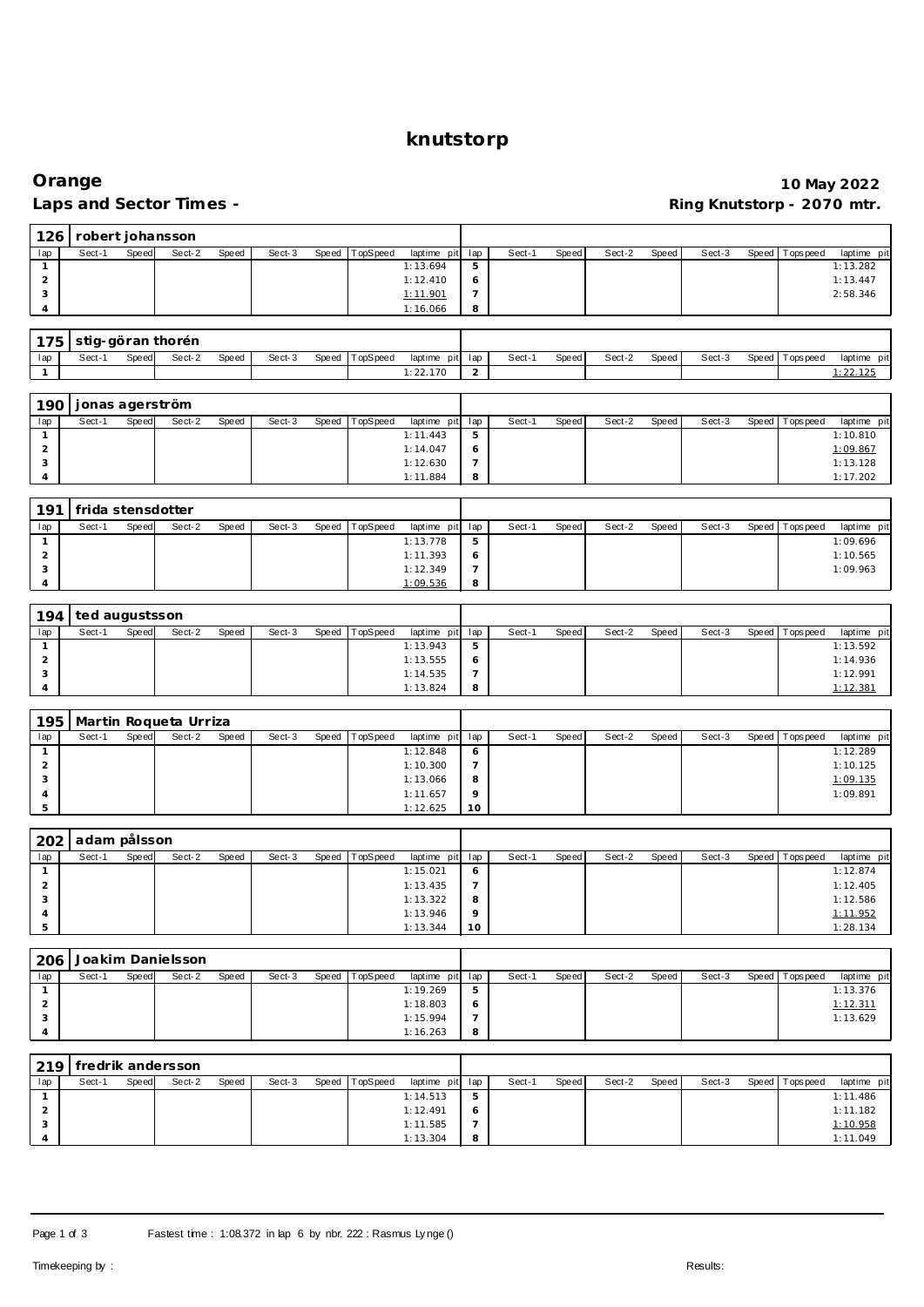# knutstorp

## Orange

**10 May 2022**

**Laps and Sector Times -**

**Ring Knutstorp - 2070 mtr.**

### 126 robert johansson

| lap | Sect-1 | Speed | Sect-2 | Speed | Sect-3 | Speed | TopSpeed | laptime pit | lap | Sect-1 | Speed | Sect-2 | Speed | Sect-3 | Speed | Topspeed | laptime pit |
|---|---|---|---|---|---|---|---|---|---|---|---|---|---|---|---|---|---|
| 1 | | | | | | | | 1:13.694 | 5 | | | | | | | | 1:13.282 |
| 2 | | | | | | | | 1:12.410 | 6 | | | | | | | | 1:13.447 |
| 3 | | | | | | | | 1:11.901 | 7 | | | | | | | | 2:58.346 |
| 4 | | | | | | | | 1:16.066 | 8 | | | | | | | | |

### 175 stig-göran thorén

| lap | Sect-1 | Speed | Sect-2 | Speed | Sect-3 | Speed | TopSpeed | laptime pit | lap | Sect-1 | Speed | Sect-2 | Speed | Sect-3 | Speed | Topspeed | laptime pit |
|---|---|---|---|---|---|---|---|---|---|---|---|---|---|---|---|---|---|
| 1 | | | | | | | | 1:22.170 | 2 | | | | | | | | 1:22.125 |

### 190 jonas agerström

| lap | Sect-1 | Speed | Sect-2 | Speed | Sect-3 | Speed | TopSpeed | laptime pit | lap | Sect-1 | Speed | Sect-2 | Speed | Sect-3 | Speed | Topspeed | laptime pit |
|---|---|---|---|---|---|---|---|---|---|---|---|---|---|---|---|---|---|
| 1 | | | | | | | | 1:11.443 | 5 | | | | | | | | 1:10.810 |
| 2 | | | | | | | | 1:14.047 | 6 | | | | | | | | 1:09.867 |
| 3 | | | | | | | | 1:12.630 | 7 | | | | | | | | 1:13.128 |
| 4 | | | | | | | | 1:11.884 | 8 | | | | | | | | 1:17.202 |

### 191 frida stensdotter

| lap | Sect-1 | Speed | Sect-2 | Speed | Sect-3 | Speed | TopSpeed | laptime pit | lap | Sect-1 | Speed | Sect-2 | Speed | Sect-3 | Speed | Topspeed | laptime pit |
|---|---|---|---|---|---|---|---|---|---|---|---|---|---|---|---|---|---|
| 1 | | | | | | | | 1:13.778 | 5 | | | | | | | | 1:09.696 |
| 2 | | | | | | | | 1:11.393 | 6 | | | | | | | | 1:10.565 |
| 3 | | | | | | | | 1:12.349 | 7 | | | | | | | | 1:09.963 |
| 4 | | | | | | | | 1:09.536 | 8 | | | | | | | | |

### 194 ted augustsson

| lap | Sect-1 | Speed | Sect-2 | Speed | Sect-3 | Speed | TopSpeed | laptime pit | lap | Sect-1 | Speed | Sect-2 | Speed | Sect-3 | Speed | Topspeed | laptime pit |
|---|---|---|---|---|---|---|---|---|---|---|---|---|---|---|---|---|---|
| 1 | | | | | | | | 1:13.943 | 5 | | | | | | | | 1:13.592 |
| 2 | | | | | | | | 1:13.555 | 6 | | | | | | | | 1:14.936 |
| 3 | | | | | | | | 1:14.535 | 7 | | | | | | | | 1:12.991 |
| 4 | | | | | | | | 1:13.824 | 8 | | | | | | | | 1:12.381 |

### 195 Martin Roqueta Urriza

| lap | Sect-1 | Speed | Sect-2 | Speed | Sect-3 | Speed | TopSpeed | laptime pit | lap | Sect-1 | Speed | Sect-2 | Speed | Sect-3 | Speed | Topspeed | laptime pit |
|---|---|---|---|---|---|---|---|---|---|---|---|---|---|---|---|---|---|
| 1 | | | | | | | | 1:12.848 | 6 | | | | | | | | 1:12.289 |
| 2 | | | | | | | | 1:10.300 | 7 | | | | | | | | 1:10.125 |
| 3 | | | | | | | | 1:13.066 | 8 | | | | | | | | 1:09.135 |
| 4 | | | | | | | | 1:11.657 | 9 | | | | | | | | 1:09.891 |
| 5 | | | | | | | | 1:12.625 | 10 | | | | | | | | |

### 202 adam pålsson

| lap | Sect-1 | Speed | Sect-2 | Speed | Sect-3 | Speed | TopSpeed | laptime pit | lap | Sect-1 | Speed | Sect-2 | Speed | Sect-3 | Speed | Topspeed | laptime pit |
|---|---|---|---|---|---|---|---|---|---|---|---|---|---|---|---|---|---|
| 1 | | | | | | | | 1:15.021 | 6 | | | | | | | | 1:12.874 |
| 2 | | | | | | | | 1:13.435 | 7 | | | | | | | | 1:12.405 |
| 3 | | | | | | | | 1:13.322 | 8 | | | | | | | | 1:12.586 |
| 4 | | | | | | | | 1:13.946 | 9 | | | | | | | | 1:11.952 |
| 5 | | | | | | | | 1:13.344 | 10 | | | | | | | | 1:28.134 |

### 206 Joakim Danielsson

| lap | Sect-1 | Speed | Sect-2 | Speed | Sect-3 | Speed | TopSpeed | laptime pit | lap | Sect-1 | Speed | Sect-2 | Speed | Sect-3 | Speed | Topspeed | laptime pit |
|---|---|---|---|---|---|---|---|---|---|---|---|---|---|---|---|---|---|
| 1 | | | | | | | | 1:19.269 | 5 | | | | | | | | 1:13.376 |
| 2 | | | | | | | | 1:18.803 | 6 | | | | | | | | 1:12.311 |
| 3 | | | | | | | | 1:15.994 | 7 | | | | | | | | 1:13.629 |
| 4 | | | | | | | | 1:16.263 | 8 | | | | | | | | |

### 219 fredrik andersson

| lap | Sect-1 | Speed | Sect-2 | Speed | Sect-3 | Speed | TopSpeed | laptime pit | lap | Sect-1 | Speed | Sect-2 | Speed | Sect-3 | Speed | Topspeed | laptime pit |
|---|---|---|---|---|---|---|---|---|---|---|---|---|---|---|---|---|---|
| 1 | | | | | | | | 1:14.513 | 5 | | | | | | | | 1:11.486 |
| 2 | | | | | | | | 1:12.491 | 6 | | | | | | | | 1:11.182 |
| 3 | | | | | | | | 1:11.585 | 7 | | | | | | | | 1:10.958 |
| 4 | | | | | | | | 1:13.304 | 8 | | | | | | | | 1:11.049 |

Fastest time : 1:08.372 in lap 6 by nbr. 222 : Rasmus Lynge ()

Timekeeping by :

Results: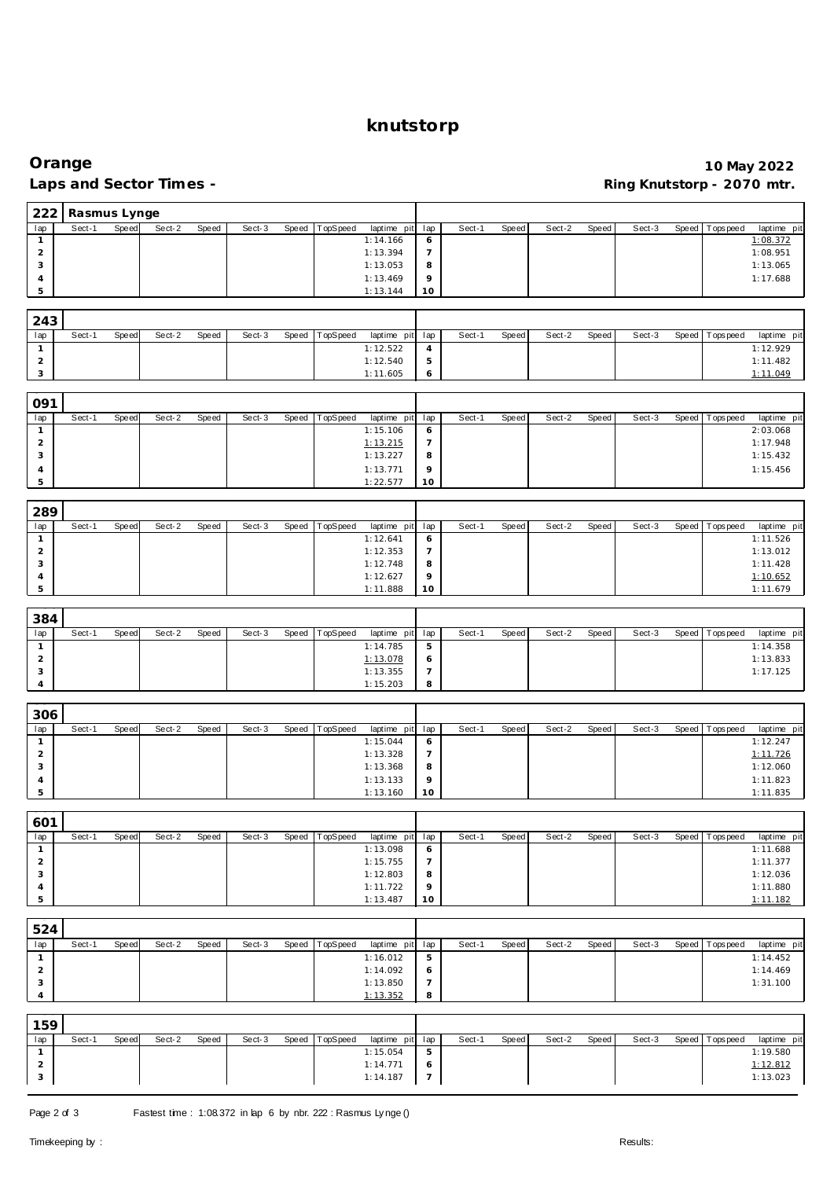# knutstorp

## Orange

**Laps and Sector Times -**

**10 May 2022**

**Ring Knutstorp - 2070 mtr.**

**222 Rasmus Lynge**

| lap | Sect-1 | Speed | Sect-2 | Speed | Sect-3 | Speed | TopSpeed | laptime pit | lap | Sect-1 | Speed | Sect-2 | Speed | Sect-3 | Speed | Topspeed | laptime pit |
|---|---|---|---|---|---|---|---|---|---|---|---|---|---|---|---|---|---|
| 1 | | | | | | | | 1:14.166 | 6 | | | | | | | | 1:08.372 |
| 2 | | | | | | | | 1:13.394 | 7 | | | | | | | | 1:08.951 |
| 3 | | | | | | | | 1:13.053 | 8 | | | | | | | | 1:13.065 |
| 4 | | | | | | | | 1:13.469 | 9 | | | | | | | | 1:17.688 |
| 5 | | | | | | | | 1:13.144 | 10 | | | | | | | | |

**243**

| lap | Sect-1 | Speed | Sect-2 | Speed | Sect-3 | Speed | TopSpeed | laptime pit | lap | Sect-1 | Speed | Sect-2 | Speed | Sect-3 | Speed | Topspeed | laptime pit |
|---|---|---|---|---|---|---|---|---|---|---|---|---|---|---|---|---|---|
| 1 | | | | | | | | 1:12.522 | 4 | | | | | | | | 1:12.929 |
| 2 | | | | | | | | 1:12.540 | 5 | | | | | | | | 1:11.482 |
| 3 | | | | | | | | 1:11.605 | 6 | | | | | | | | 1:11.049 |

**091**

| lap | Sect-1 | Speed | Sect-2 | Speed | Sect-3 | Speed | TopSpeed | laptime pit | lap | Sect-1 | Speed | Sect-2 | Speed | Sect-3 | Speed | Topspeed | laptime pit |
|---|---|---|---|---|---|---|---|---|---|---|---|---|---|---|---|---|---|
| 1 | | | | | | | | 1:15.106 | 6 | | | | | | | | 2:03.068 |
| 2 | | | | | | | | 1:13.215 | 7 | | | | | | | | 1:17.948 |
| 3 | | | | | | | | 1:13.227 | 8 | | | | | | | | 1:15.432 |
| 4 | | | | | | | | 1:13.771 | 9 | | | | | | | | 1:15.456 |
| 5 | | | | | | | | 1:22.577 | 10 | | | | | | | | |

**289**

| lap | Sect-1 | Speed | Sect-2 | Speed | Sect-3 | Speed | TopSpeed | laptime pit | lap | Sect-1 | Speed | Sect-2 | Speed | Sect-3 | Speed | Topspeed | laptime pit |
|---|---|---|---|---|---|---|---|---|---|---|---|---|---|---|---|---|---|
| 1 | | | | | | | | 1:12.641 | 6 | | | | | | | | 1:11.526 |
| 2 | | | | | | | | 1:12.353 | 7 | | | | | | | | 1:13.012 |
| 3 | | | | | | | | 1:12.748 | 8 | | | | | | | | 1:11.428 |
| 4 | | | | | | | | 1:12.627 | 9 | | | | | | | | 1:10.652 |
| 5 | | | | | | | | 1:11.888 | 10 | | | | | | | | 1:11.679 |

**384**

| lap | Sect-1 | Speed | Sect-2 | Speed | Sect-3 | Speed | TopSpeed | laptime pit | lap | Sect-1 | Speed | Sect-2 | Speed | Sect-3 | Speed | Topspeed | laptime pit |
|---|---|---|---|---|---|---|---|---|---|---|---|---|---|---|---|---|---|
| 1 | | | | | | | | 1:14.785 | 5 | | | | | | | | 1:14.358 |
| 2 | | | | | | | | 1:13.078 | 6 | | | | | | | | 1:13.833 |
| 3 | | | | | | | | 1:13.355 | 7 | | | | | | | | 1:17.125 |
| 4 | | | | | | | | 1:15.203 | 8 | | | | | | | | |

**306**

| lap | Sect-1 | Speed | Sect-2 | Speed | Sect-3 | Speed | TopSpeed | laptime pit | lap | Sect-1 | Speed | Sect-2 | Speed | Sect-3 | Speed | Topspeed | laptime pit |
|---|---|---|---|---|---|---|---|---|---|---|---|---|---|---|---|---|---|
| 1 | | | | | | | | 1:15.044 | 6 | | | | | | | | 1:12.247 |
| 2 | | | | | | | | 1:13.328 | 7 | | | | | | | | 1:11.726 |
| 3 | | | | | | | | 1:13.368 | 8 | | | | | | | | 1:12.060 |
| 4 | | | | | | | | 1:13.133 | 9 | | | | | | | | 1:11.823 |
| 5 | | | | | | | | 1:13.160 | 10 | | | | | | | | 1:11.835 |

**601**

| lap | Sect-1 | Speed | Sect-2 | Speed | Sect-3 | Speed | TopSpeed | laptime pit | lap | Sect-1 | Speed | Sect-2 | Speed | Sect-3 | Speed | Topspeed | laptime pit |
|---|---|---|---|---|---|---|---|---|---|---|---|---|---|---|---|---|---|
| 1 | | | | | | | | 1:13.098 | 6 | | | | | | | | 1:11.688 |
| 2 | | | | | | | | 1:15.755 | 7 | | | | | | | | 1:11.377 |
| 3 | | | | | | | | 1:12.803 | 8 | | | | | | | | 1:12.036 |
| 4 | | | | | | | | 1:11.722 | 9 | | | | | | | | 1:11.880 |
| 5 | | | | | | | | 1:13.487 | 10 | | | | | | | | 1:11.182 |

**524**

| lap | Sect-1 | Speed | Sect-2 | Speed | Sect-3 | Speed | TopSpeed | laptime pit | lap | Sect-1 | Speed | Sect-2 | Speed | Sect-3 | Speed | Topspeed | laptime pit |
|---|---|---|---|---|---|---|---|---|---|---|---|---|---|---|---|---|---|
| 1 | | | | | | | | 1:16.012 | 5 | | | | | | | | 1:14.452 |
| 2 | | | | | | | | 1:14.092 | 6 | | | | | | | | 1:14.469 |
| 3 | | | | | | | | 1:13.850 | 7 | | | | | | | | 1:31.100 |
| 4 | | | | | | | | 1:13.352 | 8 | | | | | | | | |

**159**

| lap | Sect-1 | Speed | Sect-2 | Speed | Sect-3 | Speed | TopSpeed | laptime pit | lap | Sect-1 | Speed | Sect-2 | Speed | Sect-3 | Speed | Topspeed | laptime pit |
|---|---|---|---|---|---|---|---|---|---|---|---|---|---|---|---|---|---|
| 1 | | | | | | | | 1:15.054 | 5 | | | | | | | | 1:19.580 |
| 2 | | | | | | | | 1:14.771 | 6 | | | | | | | | 1:12.812 |
| 3 | | | | | | | | 1:14.187 | 7 | | | | | | | | 1:13.023 |

Fastest time : 1:08.372 in lap 6 by nbr. 222 : Rasmus Lynge ()

Timekeeping by :

Results: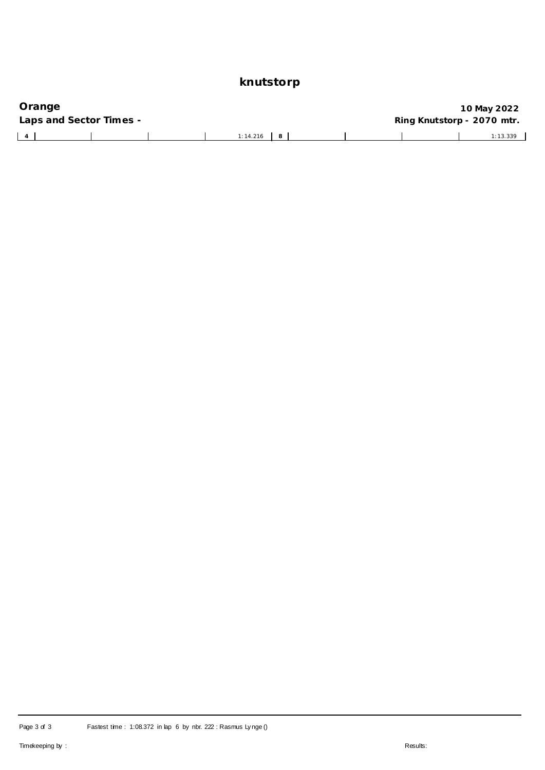# knutstorp

**Orange**

**Laps and Sector Times -**

**10 May 2022**

**Ring Knutstorp - 2070 mtr.**

| | | | | | | | | |
|---|---|---|---|---|---|---|---|---|
| **4** | | | | 1:14.216 | **8** | | | 1:13.339 |

Fastest time : 1:08.372 in lap 6 by nbr. 222 : Rasmus Lynge ()

Timekeeping by :

Results: